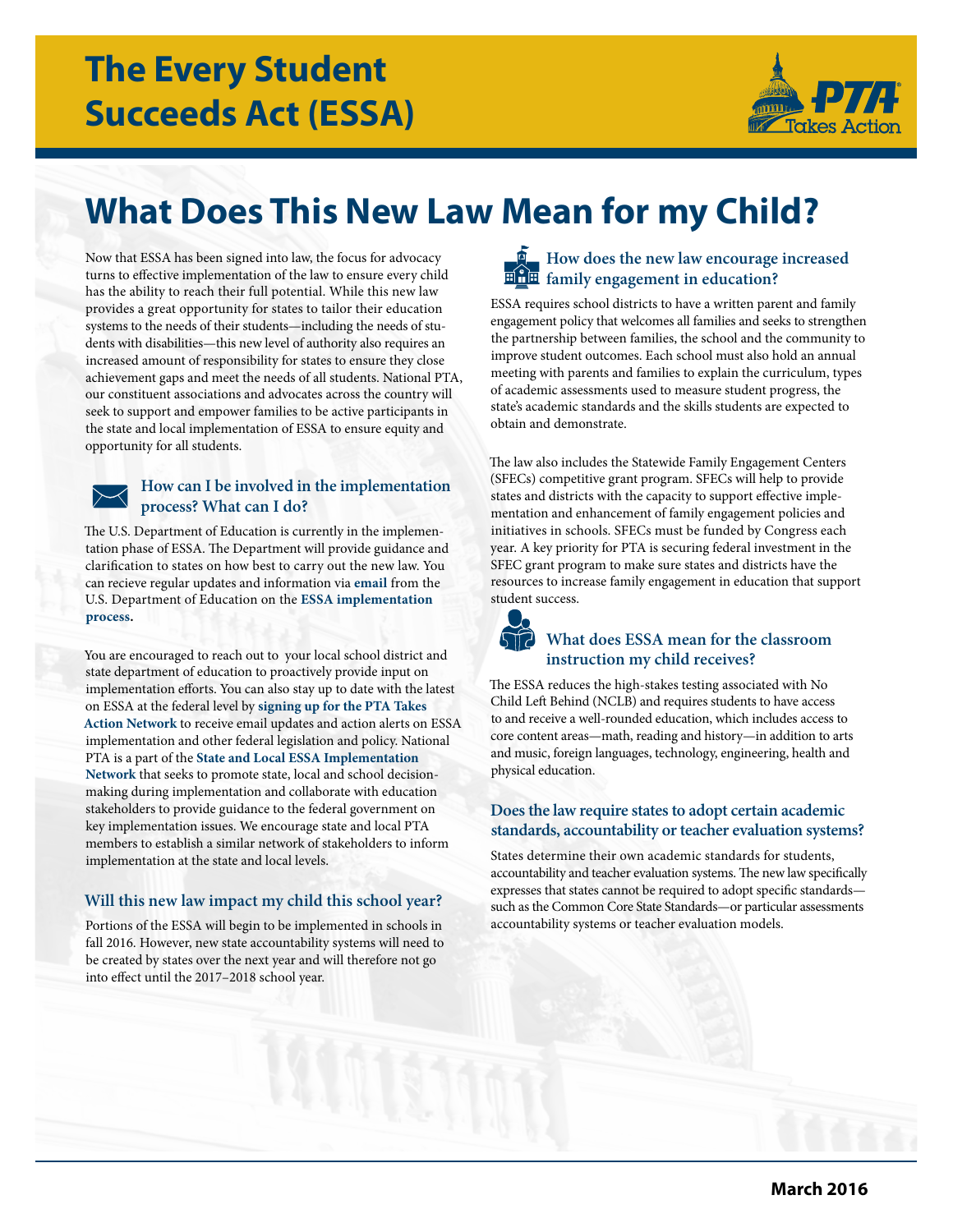# The Every Student Succeeds Act (ESSA)

PTA Takes Action

## What Does This New Law Mean for my Child?

Now that ESSA has been signed into law, the focus for advocacy turns to effective implementation of the law to ensure every child has the ability to reach their full potential. While this new law provides a great opportunity for states to tailor their education systems to the needs of their students—including the needs of students with disabilities—this new level of authority also requires an increased amount of responsibility for states to ensure they close achievement gaps and meet the needs of all students. National PTA, our constituent associations and advocates across the country will seek to support and empower families to be active participants in the state and local implementation of ESSA to ensure equity and opportunity for all students.

### How can I be involved in the implementation process? What can I do?

The U.S. Department of Education is currently in the implementation phase of ESSA. The Department will provide guidance and clarification to states on how best to carry out the new law. You can recieve regular updates and information via **email** from the U.S. Department of Education on the **ESSA implementation process.**

You are encouraged to reach out to your local school district and state department of education to proactively provide input on implementation efforts. You can also stay up to date with the latest on ESSA at the federal level by **signing up for the PTA Takes Action Network** to receive email updates and action alerts on ESSA implementation and other federal legislation and policy. National PTA is a part of the **State and Local ESSA Implementation Network** that seeks to promote state, local and school decision-making during implementation and collaborate with education stakeholders to provide guidance to the federal government on key implementation issues. We encourage state and local PTA members to establish a similar network of stakeholders to inform implementation at the state and local levels.

### Will this new law impact my child this school year?

Portions of the ESSA will begin to be implemented in schools in fall 2016. However, new state accountability systems will need to be created by states over the next year and will therefore not go into effect until the 2017–2018 school year.

### How does the new law encourage increased family engagement in education?

ESSA requires school districts to have a written parent and family engagement policy that welcomes all families and seeks to strengthen the partnership between families, the school and the community to improve student outcomes. Each school must also hold an annual meeting with parents and families to explain the curriculum, types of academic assessments used to measure student progress, the state's academic standards and the skills students are expected to obtain and demonstrate.

The law also includes the Statewide Family Engagement Centers (SFECs) competitive grant program. SFECs will help to provide states and districts with the capacity to support effective implementation and enhancement of family engagement policies and initiatives in schools. SFECs must be funded by Congress each year. A key priority for PTA is securing federal investment in the SFEC grant program to make sure states and districts have the resources to increase family engagement in education that support student success.

### What does ESSA mean for the classroom instruction my child receives?

The ESSA reduces the high-stakes testing associated with No Child Left Behind (NCLB) and requires students to have access to and receive a well-rounded education, which includes access to core content areas—math, reading and history—in addition to arts and music, foreign languages, technology, engineering, health and physical education.

### Does the law require states to adopt certain academic standards, accountability or teacher evaluation systems?

States determine their own academic standards for students, accountability and teacher evaluation systems. The new law specifically expresses that states cannot be required to adopt specific standards—such as the Common Core State Standards—or particular assessments accountability systems or teacher evaluation models.

March 2016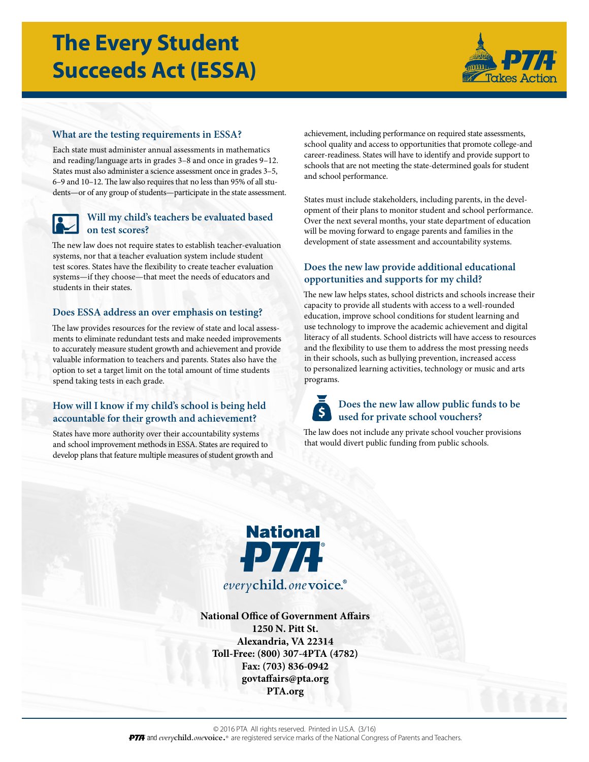# The Every Student Succeeds Act (ESSA)

### What are the testing requirements in ESSA?

Each state must administer annual assessments in mathematics and reading/language arts in grades 3–8 and once in grades 9–12. States must also administer a science assessment once in grades 3–5, 6–9 and 10–12. The law also requires that no less than 95% of all students—or of any group of students—participate in the state assessment.

### Will my child's teachers be evaluated based on test scores?

The new law does not require states to establish teacher-evaluation systems, nor that a teacher evaluation system include student test scores. States have the flexibility to create teacher evaluation systems—if they choose—that meet the needs of educators and students in their states.

### Does ESSA address an over emphasis on testing?

The law provides resources for the review of state and local assessments to eliminate redundant tests and make needed improvements to accurately measure student growth and achievement and provide valuable information to teachers and parents. States also have the option to set a target limit on the total amount of time students spend taking tests in each grade.

### How will I know if my child's school is being held accountable for their growth and achievement?

States have more authority over their accountability systems and school improvement methods in ESSA. States are required to develop plans that feature multiple measures of student growth and achievement, including performance on required state assessments, school quality and access to opportunities that promote college-and career-readiness. States will have to identify and provide support to schools that are not meeting the state-determined goals for student and school performance.

States must include stakeholders, including parents, in the development of their plans to monitor student and school performance. Over the next several months, your state department of education will be moving forward to engage parents and families in the development of state assessment and accountability systems.

### Does the new law provide additional educational opportunities and supports for my child?

The new law helps states, school districts and schools increase their capacity to provide all students with access to a well-rounded education, improve school conditions for student learning and use technology to improve the academic achievement and digital literacy of all students. School districts will have access to resources and the flexibility to use them to address the most pressing needs in their schools, such as bullying prevention, increased access to personalized learning activities, technology or music and arts programs.

### Does the new law allow public funds to be used for private school vouchers?

The law does not include any private school voucher provisions that would divert public funding from public schools.

National PTA®

*every*child. *one*voice.®

**National Office of Government Affairs**
**1250 N. Pitt St.**
**Alexandria, VA 22314**
**Toll-Free: (800) 307-4PTA (4782)**
**Fax: (703) 836-0942**
**govtaffairs@pta.org**
**PTA.org**

© 2016 PTA All rights reserved. Printed in U.S.A. (3/16)

PTA and *every*child.*one*voice.® are registered service marks of the National Congress of Parents and Teachers.